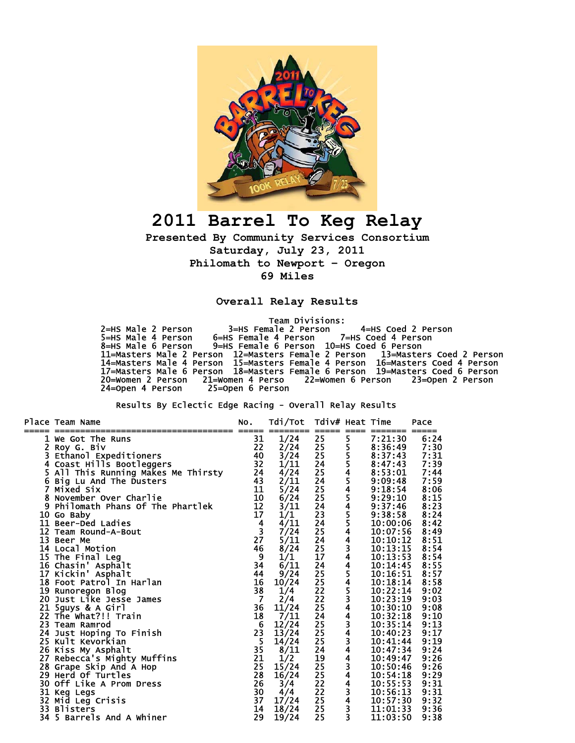# 2011 Barrel To Keg Relay

**Presented By Community Services Consortium**
**Saturday, July 23, 2011**
**Philomath to Newport - Oregon**
**69 Miles**

## Overall Relay Results

Team Divisions:

2=HS Male 2 Person 3=HS Female 2 Person 4=HS Coed 2 Person
5=HS Male 4 Person 6=HS Female 4 Person 7=HS Coed 4 Person
8=HS Male 6 Person 9=HS Female 6 Person 10=HS Coed 6 Person
11=Masters Male 2 Person 12=Masters Female 2 Person 13=Masters Coed 2 Person
14=Masters Male 4 Person 15=Masters Female 4 Person 16=Masters Coed 4 Person
17=Masters Male 6 Person 18=Masters Female 6 Person 19=Masters Coed 6 Person
20=Women 2 Person 21=Women 4 Perso 22=Women 6 Person 23=Open 2 Person
24=Open 4 Person 25=Open 6 Person

Results By Eclectic Edge Racing - Overall Relay Results

| Place | Team Name | No. | Tdi/Tot | Tdiv# | Heat | Time | Pace |
|---|---|---|---|---|---|---|---|
| 1 | We Got The Runs | 31 | 1/24 | 25 | 5 | 7:21:30 | 6:24 |
| 2 | Roy G. Biv | 22 | 2/24 | 25 | 5 | 8:36:49 | 7:30 |
| 3 | Ethanol Expeditioners | 40 | 3/24 | 25 | 5 | 8:37:43 | 7:31 |
| 4 | Coast Hills Bootleggers | 32 | 1/11 | 24 | 5 | 8:47:43 | 7:39 |
| 5 | All This Running Makes Me Thirsty | 24 | 4/24 | 25 | 4 | 8:53:01 | 7:44 |
| 6 | Big Lu And The Dusters | 43 | 2/11 | 24 | 5 | 9:09:48 | 7:59 |
| 7 | Mixed Six | 11 | 5/24 | 25 | 4 | 9:18:54 | 8:06 |
| 8 | November Over Charlie | 10 | 6/24 | 25 | 5 | 9:29:10 | 8:15 |
| 9 | Philomath Phans Of The Phartlek | 12 | 3/11 | 24 | 4 | 9:37:46 | 8:23 |
| 10 | Go Baby | 17 | 1/1 | 23 | 5 | 9:38:58 | 8:24 |
| 11 | Beer-Ded Ladies | 4 | 4/11 | 24 | 5 | 10:00:06 | 8:42 |
| 12 | Team Round-A-Bout | 3 | 7/24 | 25 | 4 | 10:07:56 | 8:49 |
| 13 | Beer Me | 27 | 5/11 | 24 | 4 | 10:10:12 | 8:51 |
| 14 | Local Motion | 46 | 8/24 | 25 | 3 | 10:13:15 | 8:54 |
| 15 | The Final Leg | 9 | 1/1 | 17 | 4 | 10:13:53 | 8:54 |
| 16 | Chasin' Asphalt | 34 | 6/11 | 24 | 4 | 10:14:45 | 8:55 |
| 17 | Kickin' Asphalt | 44 | 9/24 | 25 | 5 | 10:16:51 | 8:57 |
| 18 | Foot Patrol In Harlan | 16 | 10/24 | 25 | 4 | 10:18:14 | 8:58 |
| 19 | Runoregon Blog | 38 | 1/4 | 22 | 5 | 10:22:14 | 9:02 |
| 20 | Just Like Jesse James | 7 | 2/4 | 22 | 3 | 10:23:19 | 9:03 |
| 21 | 5guys & A Girl | 36 | 11/24 | 25 | 4 | 10:30:10 | 9:08 |
| 22 | The What?!! Train | 18 | 7/11 | 24 | 4 | 10:32:18 | 9:10 |
| 23 | Team Ramrod | 6 | 12/24 | 25 | 3 | 10:35:14 | 9:13 |
| 24 | Just Hoping To Finish | 23 | 13/24 | 25 | 4 | 10:40:23 | 9:17 |
| 25 | Kult Kevorkian | 5 | 14/24 | 25 | 3 | 10:41:44 | 9:19 |
| 26 | Kiss My Asphalt | 35 | 8/11 | 24 | 4 | 10:47:34 | 9:24 |
| 27 | Rebecca's Mighty Muffins | 21 | 1/2 | 19 | 4 | 10:49:47 | 9:26 |
| 28 | Grape Skip And A Hop | 25 | 15/24 | 25 | 3 | 10:50:46 | 9:26 |
| 29 | Herd Of Turtles | 28 | 16/24 | 25 | 4 | 10:54:18 | 9:29 |
| 30 | Off Like A Prom Dress | 26 | 3/4 | 22 | 4 | 10:55:53 | 9:31 |
| 31 | Keg Legs | 30 | 4/4 | 22 | 3 | 10:56:13 | 9:31 |
| 32 | Mid Leg Crisis | 37 | 17/24 | 25 | 4 | 10:57:30 | 9:32 |
| 33 | Blisters | 14 | 18/24 | 25 | 3 | 11:01:33 | 9:36 |
| 34 | 5 Barrels And A Whiner | 29 | 19/24 | 25 | 3 | 11:03:50 | 9:38 |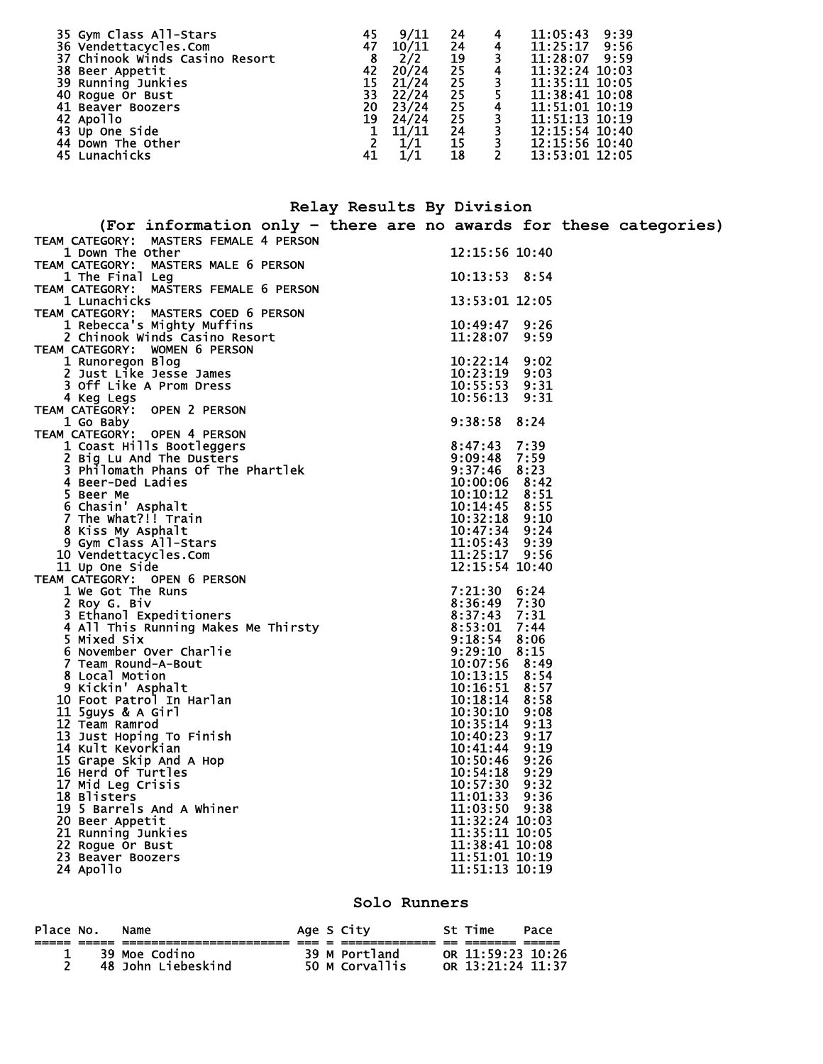| | | | | | | | |
|---|---|---|---|---|---|---|---|
| 35 | Gym Class All-Stars | 45 | 9/11 | 24 | 4 | 11:05:43 | 9:39 |
| 36 | Vendettacycles.Com | 47 | 10/11 | 24 | 4 | 11:25:17 | 9:56 |
| 37 | Chinook Winds Casino Resort | 8 | 2/2 | 19 | 3 | 11:28:07 | 9:59 |
| 38 | Beer Appetit | 42 | 20/24 | 25 | 4 | 11:32:24 | 10:03 |
| 39 | Running Junkies | 15 | 21/24 | 25 | 3 | 11:35:11 | 10:05 |
| 40 | Rogue Or Bust | 33 | 22/24 | 25 | 5 | 11:38:41 | 10:08 |
| 41 | Beaver Boozers | 20 | 23/24 | 25 | 4 | 11:51:01 | 10:19 |
| 42 | Apollo | 19 | 24/24 | 25 | 3 | 11:51:13 | 10:19 |
| 43 | Up One Side | 1 | 11/11 | 24 | 3 | 12:15:54 | 10:40 |
| 44 | Down The Other | 2 | 1/1 | 15 | 3 | 12:15:56 | 10:40 |
| 45 | Lunachicks | 41 | 1/1 | 18 | 2 | 13:53:01 | 12:05 |

## Relay Results By Division

### (For information only - there are no awards for these categories)

**TEAM CATEGORY: MASTERS FEMALE 4 PERSON**

| | | | |
|---|---|---|---|
| 1 | Down The Other | 12:15:56 | 10:40 |

**TEAM CATEGORY: MASTERS MALE 6 PERSON**

| | | | |
|---|---|---|---|
| 1 | The Final Leg | 10:13:53 | 8:54 |

**TEAM CATEGORY: MASTERS FEMALE 6 PERSON**

| | | | |
|---|---|---|---|
| 1 | Lunachicks | 13:53:01 | 12:05 |

**TEAM CATEGORY: MASTERS COED 6 PERSON**

| | | | |
|---|---|---|---|
| 1 | Rebecca's Mighty Muffins | 10:49:47 | 9:26 |
| 2 | Chinook Winds Casino Resort | 11:28:07 | 9:59 |

**TEAM CATEGORY: WOMEN 6 PERSON**

| | | | |
|---|---|---|---|
| 1 | Runoregon Blog | 10:22:14 | 9:02 |
| 2 | Just Like Jesse James | 10:23:19 | 9:03 |
| 3 | Off Like A Prom Dress | 10:55:53 | 9:31 |
| 4 | Keg Legs | 10:56:13 | 9:31 |

**TEAM CATEGORY: OPEN 2 PERSON**

| | | | |
|---|---|---|---|
| 1 | Go Baby | 9:38:58 | 8:24 |

**TEAM CATEGORY: OPEN 4 PERSON**

| | | | |
|---|---|---|---|
| 1 | Coast Hills Bootleggers | 8:47:43 | 7:39 |
| 2 | Big Lu And The Dusters | 9:09:48 | 7:59 |
| 3 | Philomath Phans Of The Phartlek | 9:37:46 | 8:23 |
| 4 | Beer-Ded Ladies | 10:00:06 | 8:42 |
| 5 | Beer Me | 10:10:12 | 8:51 |
| 6 | Chasin' Asphalt | 10:14:45 | 8:55 |
| 7 | The What?!! Train | 10:32:18 | 9:10 |
| 8 | Kiss My Asphalt | 10:47:34 | 9:24 |
| 9 | Gym Class All-Stars | 11:05:43 | 9:39 |
| 10 | Vendettacycles.Com | 11:25:17 | 9:56 |
| 11 | Up One Side | 12:15:54 | 10:40 |

**TEAM CATEGORY: OPEN 6 PERSON**

| | | | |
|---|---|---|---|
| 1 | We Got The Runs | 7:21:30 | 6:24 |
| 2 | Roy G. Biv | 8:36:49 | 7:30 |
| 3 | Ethanol Expeditioners | 8:37:43 | 7:31 |
| 4 | All This Running Makes Me Thirsty | 8:53:01 | 7:44 |
| 5 | Mixed Six | 9:18:54 | 8:06 |
| 6 | November Over Charlie | 9:29:10 | 8:15 |
| 7 | Team Round-A-Bout | 10:07:56 | 8:49 |
| 8 | Local Motion | 10:13:15 | 8:54 |
| 9 | Kickin' Asphalt | 10:16:51 | 8:57 |
| 10 | Foot Patrol In Harlan | 10:18:14 | 8:58 |
| 11 | 5guys & A Girl | 10:30:10 | 9:08 |
| 12 | Team Ramrod | 10:35:14 | 9:13 |
| 13 | Just Hoping To Finish | 10:40:23 | 9:17 |
| 14 | Kult Kevorkian | 10:41:44 | 9:19 |
| 15 | Grape Skip And A Hop | 10:50:46 | 9:26 |
| 16 | Herd Of Turtles | 10:54:18 | 9:29 |
| 17 | Mid Leg Crisis | 10:57:30 | 9:32 |
| 18 | Blisters | 11:01:33 | 9:36 |
| 19 | 5 Barrels And A Whiner | 11:03:50 | 9:38 |
| 20 | Beer Appetit | 11:32:24 | 10:03 |
| 21 | Running Junkies | 11:35:11 | 10:05 |
| 22 | Rogue Or Bust | 11:38:41 | 10:08 |
| 23 | Beaver Boozers | 11:51:01 | 10:19 |
| 24 | Apollo | 11:51:13 | 10:19 |

## Solo Runners

| Place | No. | Name | Age | S | City | St | Time | Pace |
|---|---|---|---|---|---|---|---|---|
| 1 | 39 | Moe Codino | 39 | M | Portland | OR | 11:59:23 | 10:26 |
| 2 | 48 | John Liebeskind | 50 | M | Corvallis | OR | 13:21:24 | 11:37 |